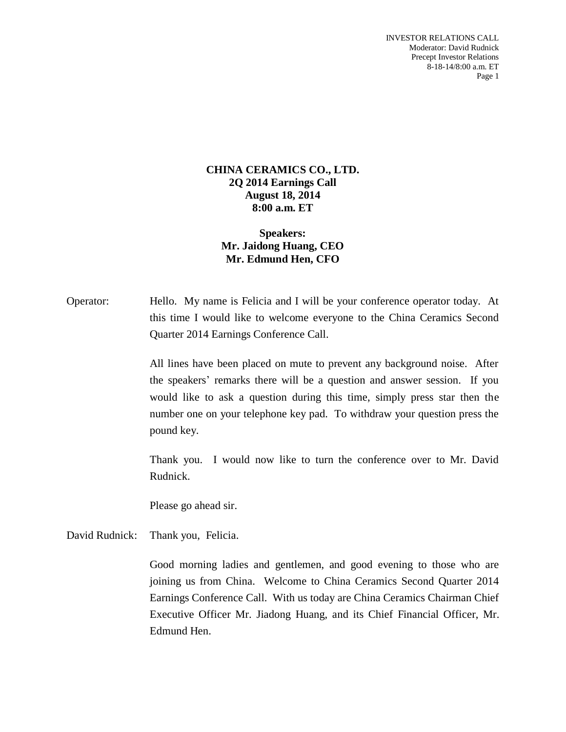**CHINA CERAMICS CO., LTD.**
**2Q 2014 Earnings Call**
**August 18, 2014**
**8:00 a.m. ET**

**Speakers:**
**Mr. Jaidong Huang, CEO**
**Mr. Edmund Hen, CFO**

Operator: Hello. My name is Felicia and I will be your conference operator today. At this time I would like to welcome everyone to the China Ceramics Second Quarter 2014 Earnings Conference Call.

All lines have been placed on mute to prevent any background noise. After the speakers' remarks there will be a question and answer session. If you would like to ask a question during this time, simply press star then the number one on your telephone key pad. To withdraw your question press the pound key.

Thank you. I would now like to turn the conference over to Mr. David Rudnick.

Please go ahead sir.

David Rudnick: Thank you, Felicia.

Good morning ladies and gentlemen, and good evening to those who are joining us from China. Welcome to China Ceramics Second Quarter 2014 Earnings Conference Call. With us today are China Ceramics Chairman Chief Executive Officer Mr. Jiadong Huang, and its Chief Financial Officer, Mr. Edmund Hen.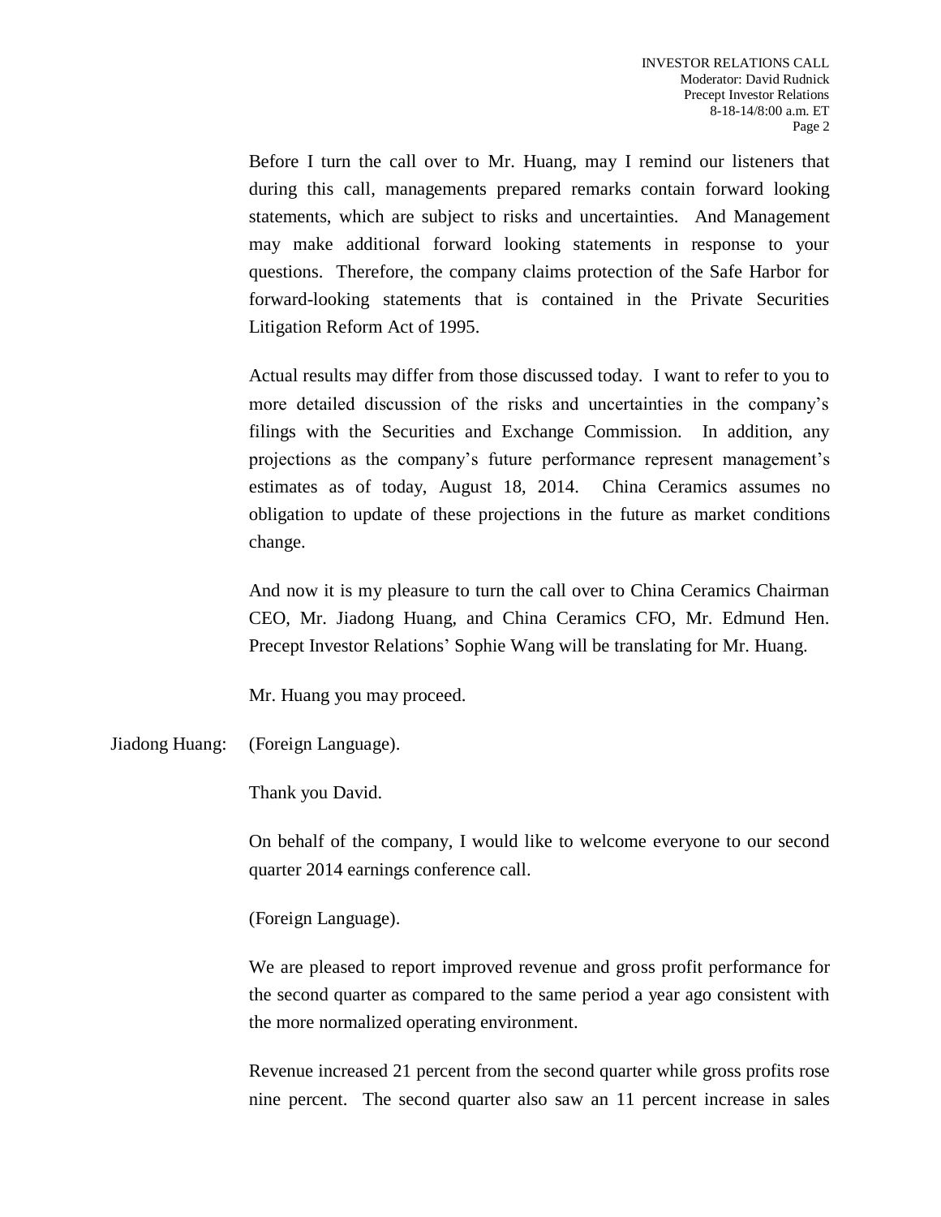Before I turn the call over to Mr. Huang, may I remind our listeners that during this call, managements prepared remarks contain forward looking statements, which are subject to risks and uncertainties. And Management may make additional forward looking statements in response to your questions. Therefore, the company claims protection of the Safe Harbor for forward-looking statements that is contained in the Private Securities Litigation Reform Act of 1995.

Actual results may differ from those discussed today. I want to refer to you to more detailed discussion of the risks and uncertainties in the company's filings with the Securities and Exchange Commission. In addition, any projections as the company's future performance represent management's estimates as of today, August 18, 2014. China Ceramics assumes no obligation to update of these projections in the future as market conditions change.

And now it is my pleasure to turn the call over to China Ceramics Chairman CEO, Mr. Jiadong Huang, and China Ceramics CFO, Mr. Edmund Hen. Precept Investor Relations' Sophie Wang will be translating for Mr. Huang.

Mr. Huang you may proceed.

Jiadong Huang: (Foreign Language).

Thank you David.

On behalf of the company, I would like to welcome everyone to our second quarter 2014 earnings conference call.

(Foreign Language).

We are pleased to report improved revenue and gross profit performance for the second quarter as compared to the same period a year ago consistent with the more normalized operating environment.

Revenue increased 21 percent from the second quarter while gross profits rose nine percent. The second quarter also saw an 11 percent increase in sales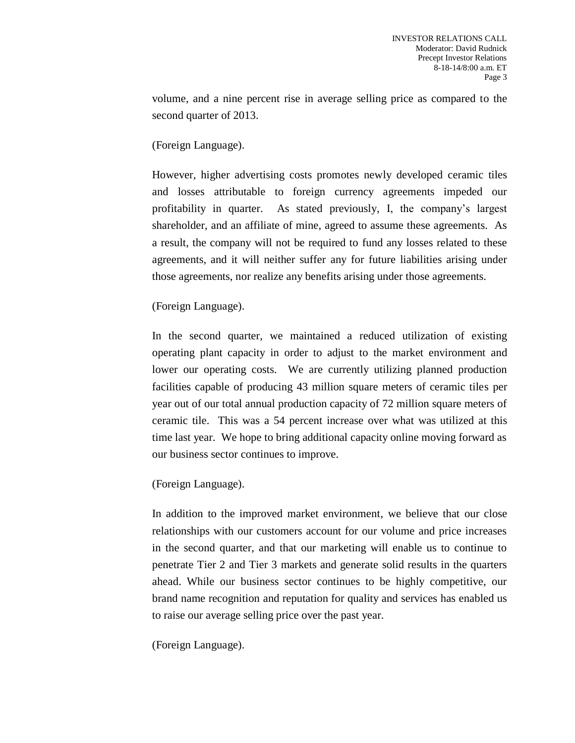volume, and a nine percent rise in average selling price as compared to the second quarter of 2013.

(Foreign Language).

However, higher advertising costs promotes newly developed ceramic tiles and losses attributable to foreign currency agreements impeded our profitability in quarter. As stated previously, I, the company's largest shareholder, and an affiliate of mine, agreed to assume these agreements. As a result, the company will not be required to fund any losses related to these agreements, and it will neither suffer any for future liabilities arising under those agreements, nor realize any benefits arising under those agreements.

(Foreign Language).

In the second quarter, we maintained a reduced utilization of existing operating plant capacity in order to adjust to the market environment and lower our operating costs. We are currently utilizing planned production facilities capable of producing 43 million square meters of ceramic tiles per year out of our total annual production capacity of 72 million square meters of ceramic tile. This was a 54 percent increase over what was utilized at this time last year. We hope to bring additional capacity online moving forward as our business sector continues to improve.

(Foreign Language).

In addition to the improved market environment, we believe that our close relationships with our customers account for our volume and price increases in the second quarter, and that our marketing will enable us to continue to penetrate Tier 2 and Tier 3 markets and generate solid results in the quarters ahead. While our business sector continues to be highly competitive, our brand name recognition and reputation for quality and services has enabled us to raise our average selling price over the past year.

(Foreign Language).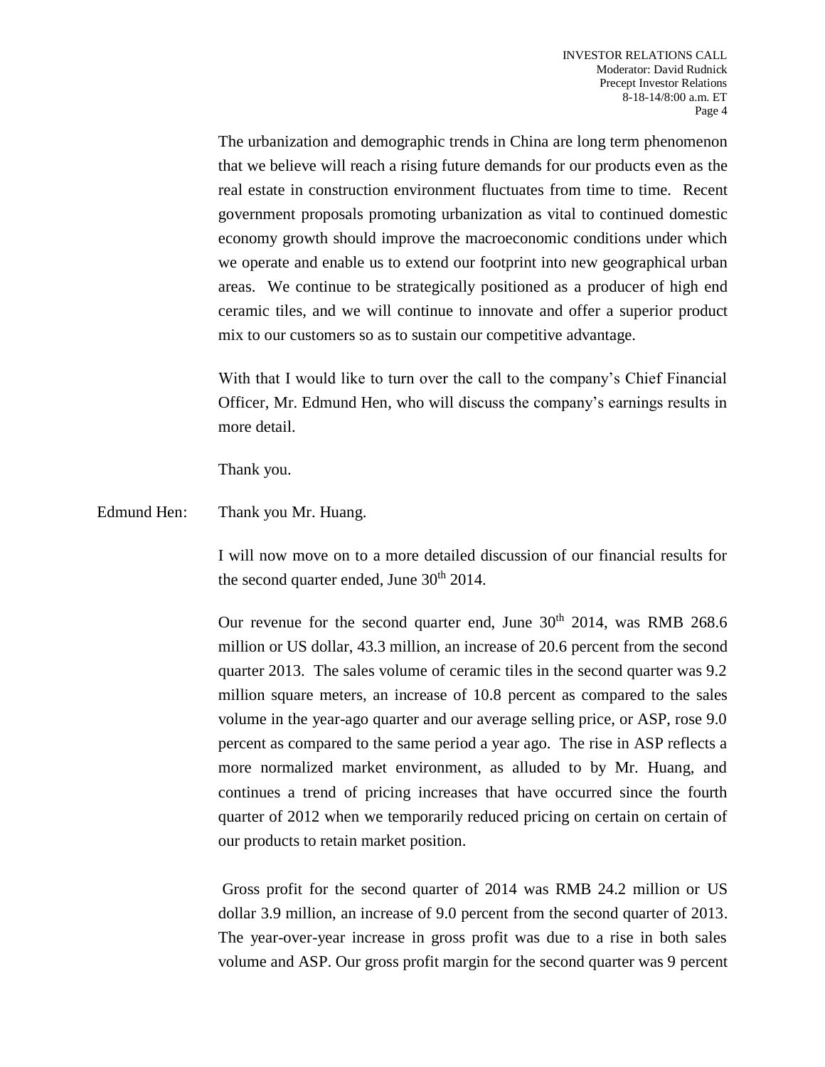The urbanization and demographic trends in China are long term phenomenon that we believe will reach a rising future demands for our products even as the real estate in construction environment fluctuates from time to time. Recent government proposals promoting urbanization as vital to continued domestic economy growth should improve the macroeconomic conditions under which we operate and enable us to extend our footprint into new geographical urban areas. We continue to be strategically positioned as a producer of high end ceramic tiles, and we will continue to innovate and offer a superior product mix to our customers so as to sustain our competitive advantage.

With that I would like to turn over the call to the company's Chief Financial Officer, Mr. Edmund Hen, who will discuss the company's earnings results in more detail.

Thank you.

Edmund Hen: Thank you Mr. Huang.

I will now move on to a more detailed discussion of our financial results for the second quarter ended, June 30th 2014.

Our revenue for the second quarter end, June 30th 2014, was RMB 268.6 million or US dollar, 43.3 million, an increase of 20.6 percent from the second quarter 2013. The sales volume of ceramic tiles in the second quarter was 9.2 million square meters, an increase of 10.8 percent as compared to the sales volume in the year-ago quarter and our average selling price, or ASP, rose 9.0 percent as compared to the same period a year ago. The rise in ASP reflects a more normalized market environment, as alluded to by Mr. Huang, and continues a trend of pricing increases that have occurred since the fourth quarter of 2012 when we temporarily reduced pricing on certain on certain of our products to retain market position.

Gross profit for the second quarter of 2014 was RMB 24.2 million or US dollar 3.9 million, an increase of 9.0 percent from the second quarter of 2013. The year-over-year increase in gross profit was due to a rise in both sales volume and ASP. Our gross profit margin for the second quarter was 9 percent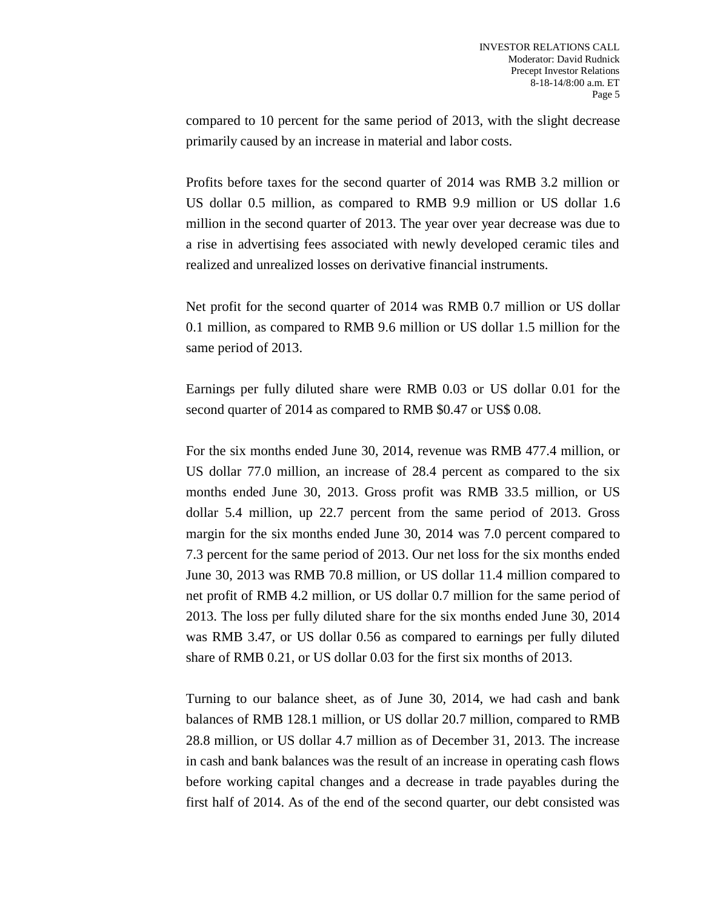compared to 10 percent for the same period of 2013, with the slight decrease primarily caused by an increase in material and labor costs.

Profits before taxes for the second quarter of 2014 was RMB 3.2 million or US dollar 0.5 million, as compared to RMB 9.9 million or US dollar 1.6 million in the second quarter of 2013. The year over year decrease was due to a rise in advertising fees associated with newly developed ceramic tiles and realized and unrealized losses on derivative financial instruments.

Net profit for the second quarter of 2014 was RMB 0.7 million or US dollar 0.1 million, as compared to RMB 9.6 million or US dollar 1.5 million for the same period of 2013.

Earnings per fully diluted share were RMB 0.03 or US dollar 0.01 for the second quarter of 2014 as compared to RMB $0.47 or US$ 0.08.

For the six months ended June 30, 2014, revenue was RMB 477.4 million, or US dollar 77.0 million, an increase of 28.4 percent as compared to the six months ended June 30, 2013. Gross profit was RMB 33.5 million, or US dollar 5.4 million, up 22.7 percent from the same period of 2013. Gross margin for the six months ended June 30, 2014 was 7.0 percent compared to 7.3 percent for the same period of 2013. Our net loss for the six months ended June 30, 2013 was RMB 70.8 million, or US dollar 11.4 million compared to net profit of RMB 4.2 million, or US dollar 0.7 million for the same period of 2013. The loss per fully diluted share for the six months ended June 30, 2014 was RMB 3.47, or US dollar 0.56 as compared to earnings per fully diluted share of RMB 0.21, or US dollar 0.03 for the first six months of 2013.

Turning to our balance sheet, as of June 30, 2014, we had cash and bank balances of RMB 128.1 million, or US dollar 20.7 million, compared to RMB 28.8 million, or US dollar 4.7 million as of December 31, 2013. The increase in cash and bank balances was the result of an increase in operating cash flows before working capital changes and a decrease in trade payables during the first half of 2014. As of the end of the second quarter, our debt consisted was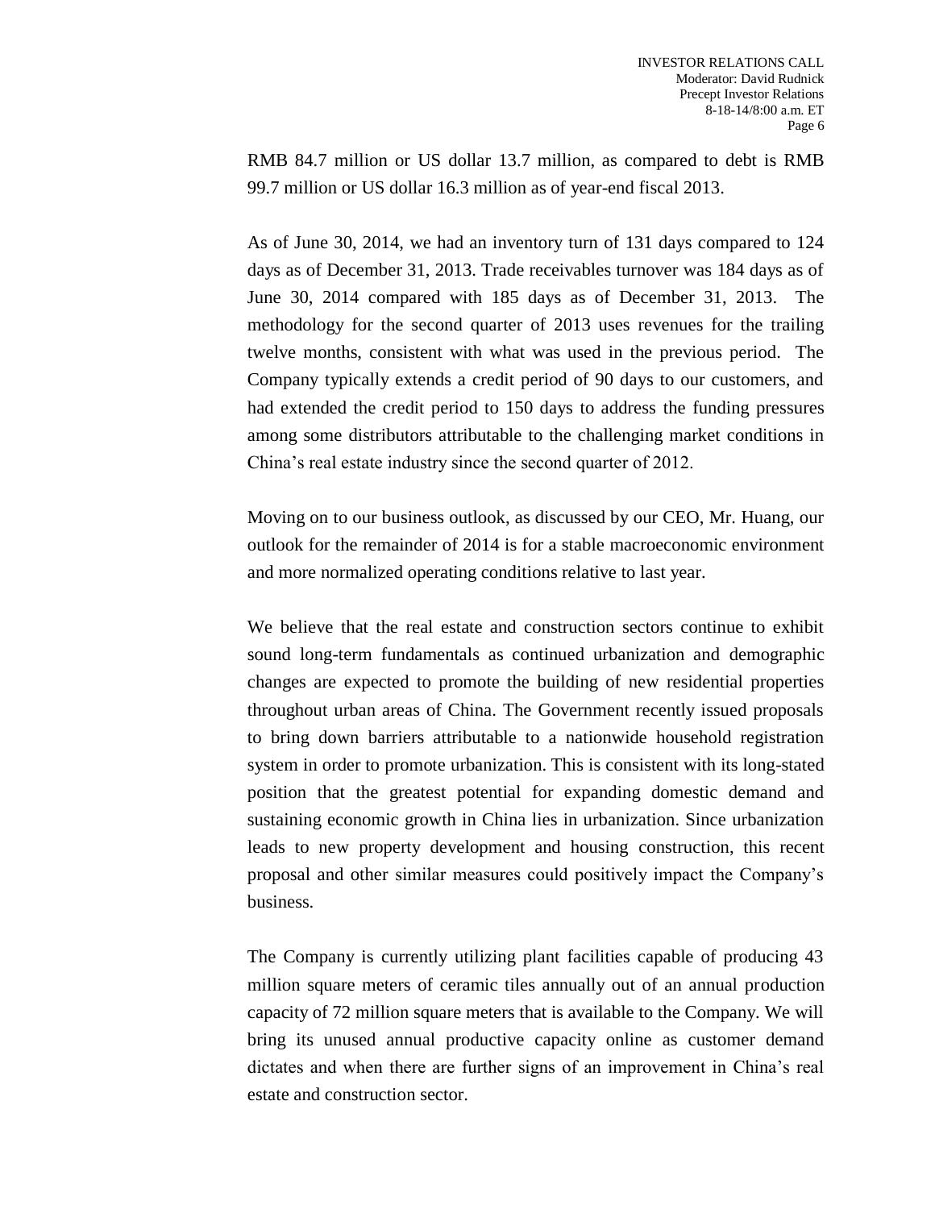RMB 84.7 million or US dollar 13.7 million, as compared to debt is RMB 99.7 million or US dollar 16.3 million as of year-end fiscal 2013.

As of June 30, 2014, we had an inventory turn of 131 days compared to 124 days as of December 31, 2013. Trade receivables turnover was 184 days as of June 30, 2014 compared with 185 days as of December 31, 2013. The methodology for the second quarter of 2013 uses revenues for the trailing twelve months, consistent with what was used in the previous period. The Company typically extends a credit period of 90 days to our customers, and had extended the credit period to 150 days to address the funding pressures among some distributors attributable to the challenging market conditions in China's real estate industry since the second quarter of 2012.

Moving on to our business outlook, as discussed by our CEO, Mr. Huang, our outlook for the remainder of 2014 is for a stable macroeconomic environment and more normalized operating conditions relative to last year.

We believe that the real estate and construction sectors continue to exhibit sound long-term fundamentals as continued urbanization and demographic changes are expected to promote the building of new residential properties throughout urban areas of China. The Government recently issued proposals to bring down barriers attributable to a nationwide household registration system in order to promote urbanization. This is consistent with its long-stated position that the greatest potential for expanding domestic demand and sustaining economic growth in China lies in urbanization. Since urbanization leads to new property development and housing construction, this recent proposal and other similar measures could positively impact the Company's business.

The Company is currently utilizing plant facilities capable of producing 43 million square meters of ceramic tiles annually out of an annual production capacity of 72 million square meters that is available to the Company. We will bring its unused annual productive capacity online as customer demand dictates and when there are further signs of an improvement in China's real estate and construction sector.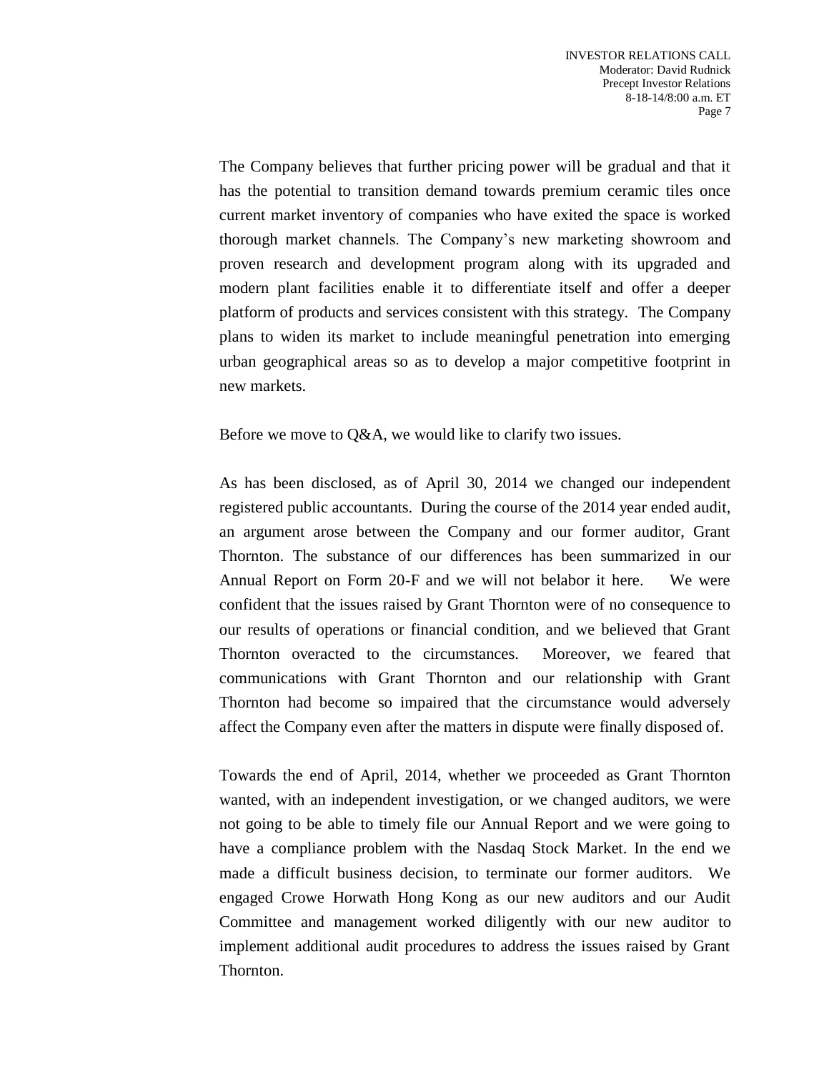The Company believes that further pricing power will be gradual and that it has the potential to transition demand towards premium ceramic tiles once current market inventory of companies who have exited the space is worked thorough market channels. The Company's new marketing showroom and proven research and development program along with its upgraded and modern plant facilities enable it to differentiate itself and offer a deeper platform of products and services consistent with this strategy. The Company plans to widen its market to include meaningful penetration into emerging urban geographical areas so as to develop a major competitive footprint in new markets.

Before we move to Q&A, we would like to clarify two issues.

As has been disclosed, as of April 30, 2014 we changed our independent registered public accountants. During the course of the 2014 year ended audit, an argument arose between the Company and our former auditor, Grant Thornton. The substance of our differences has been summarized in our Annual Report on Form 20-F and we will not belabor it here. We were confident that the issues raised by Grant Thornton were of no consequence to our results of operations or financial condition, and we believed that Grant Thornton overacted to the circumstances. Moreover, we feared that communications with Grant Thornton and our relationship with Grant Thornton had become so impaired that the circumstance would adversely affect the Company even after the matters in dispute were finally disposed of.

Towards the end of April, 2014, whether we proceeded as Grant Thornton wanted, with an independent investigation, or we changed auditors, we were not going to be able to timely file our Annual Report and we were going to have a compliance problem with the Nasdaq Stock Market. In the end we made a difficult business decision, to terminate our former auditors. We engaged Crowe Horwath Hong Kong as our new auditors and our Audit Committee and management worked diligently with our new auditor to implement additional audit procedures to address the issues raised by Grant Thornton.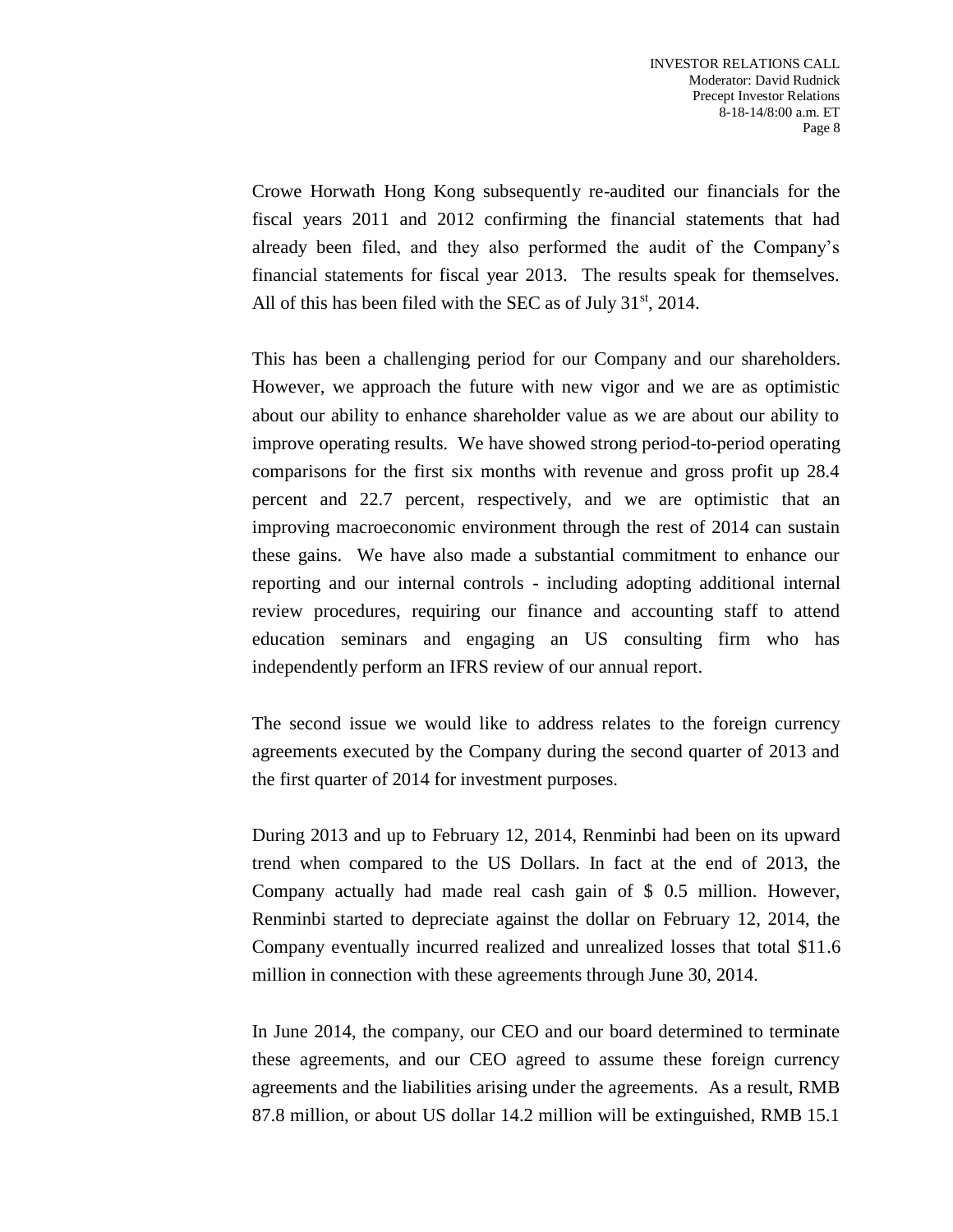Crowe Horwath Hong Kong subsequently re-audited our financials for the fiscal years 2011 and 2012 confirming the financial statements that had already been filed, and they also performed the audit of the Company's financial statements for fiscal year 2013. The results speak for themselves. All of this has been filed with the SEC as of July 31st, 2014.

This has been a challenging period for our Company and our shareholders. However, we approach the future with new vigor and we are as optimistic about our ability to enhance shareholder value as we are about our ability to improve operating results. We have showed strong period-to-period operating comparisons for the first six months with revenue and gross profit up 28.4 percent and 22.7 percent, respectively, and we are optimistic that an improving macroeconomic environment through the rest of 2014 can sustain these gains. We have also made a substantial commitment to enhance our reporting and our internal controls - including adopting additional internal review procedures, requiring our finance and accounting staff to attend education seminars and engaging an US consulting firm who has independently perform an IFRS review of our annual report.

The second issue we would like to address relates to the foreign currency agreements executed by the Company during the second quarter of 2013 and the first quarter of 2014 for investment purposes.

During 2013 and up to February 12, 2014, Renminbi had been on its upward trend when compared to the US Dollars. In fact at the end of 2013, the Company actually had made real cash gain of $ 0.5 million. However, Renminbi started to depreciate against the dollar on February 12, 2014, the Company eventually incurred realized and unrealized losses that total $11.6 million in connection with these agreements through June 30, 2014.

In June 2014, the company, our CEO and our board determined to terminate these agreements, and our CEO agreed to assume these foreign currency agreements and the liabilities arising under the agreements. As a result, RMB 87.8 million, or about US dollar 14.2 million will be extinguished, RMB 15.1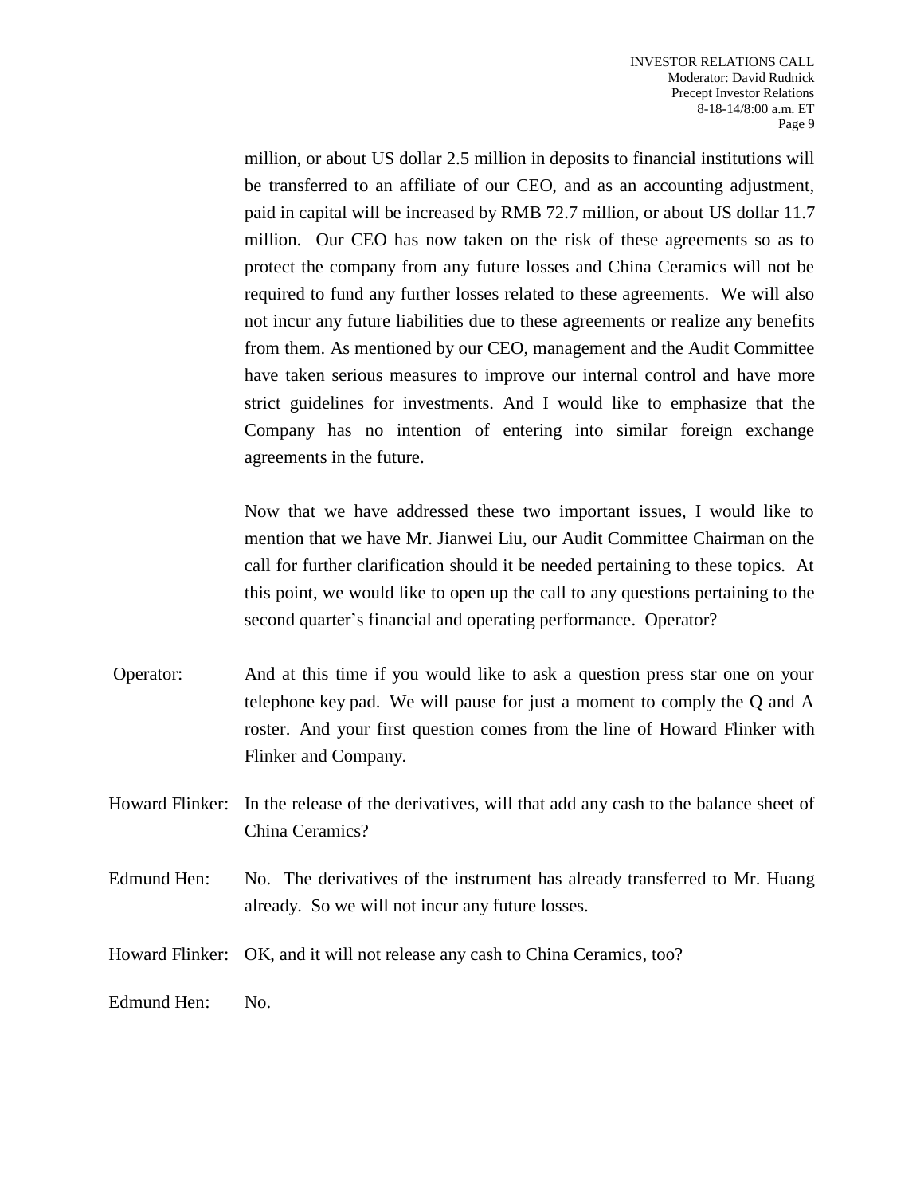million, or about US dollar 2.5 million in deposits to financial institutions will be transferred to an affiliate of our CEO, and as an accounting adjustment, paid in capital will be increased by RMB 72.7 million, or about US dollar 11.7 million. Our CEO has now taken on the risk of these agreements so as to protect the company from any future losses and China Ceramics will not be required to fund any further losses related to these agreements. We will also not incur any future liabilities due to these agreements or realize any benefits from them. As mentioned by our CEO, management and the Audit Committee have taken serious measures to improve our internal control and have more strict guidelines for investments. And I would like to emphasize that the Company has no intention of entering into similar foreign exchange agreements in the future.

Now that we have addressed these two important issues, I would like to mention that we have Mr. Jianwei Liu, our Audit Committee Chairman on the call for further clarification should it be needed pertaining to these topics. At this point, we would like to open up the call to any questions pertaining to the second quarter's financial and operating performance. Operator?

Operator: And at this time if you would like to ask a question press star one on your telephone key pad. We will pause for just a moment to comply the Q and A roster. And your first question comes from the line of Howard Flinker with Flinker and Company.

Howard Flinker: In the release of the derivatives, will that add any cash to the balance sheet of China Ceramics?

Edmund Hen: No. The derivatives of the instrument has already transferred to Mr. Huang already. So we will not incur any future losses.

Howard Flinker: OK, and it will not release any cash to China Ceramics, too?

Edmund Hen: No.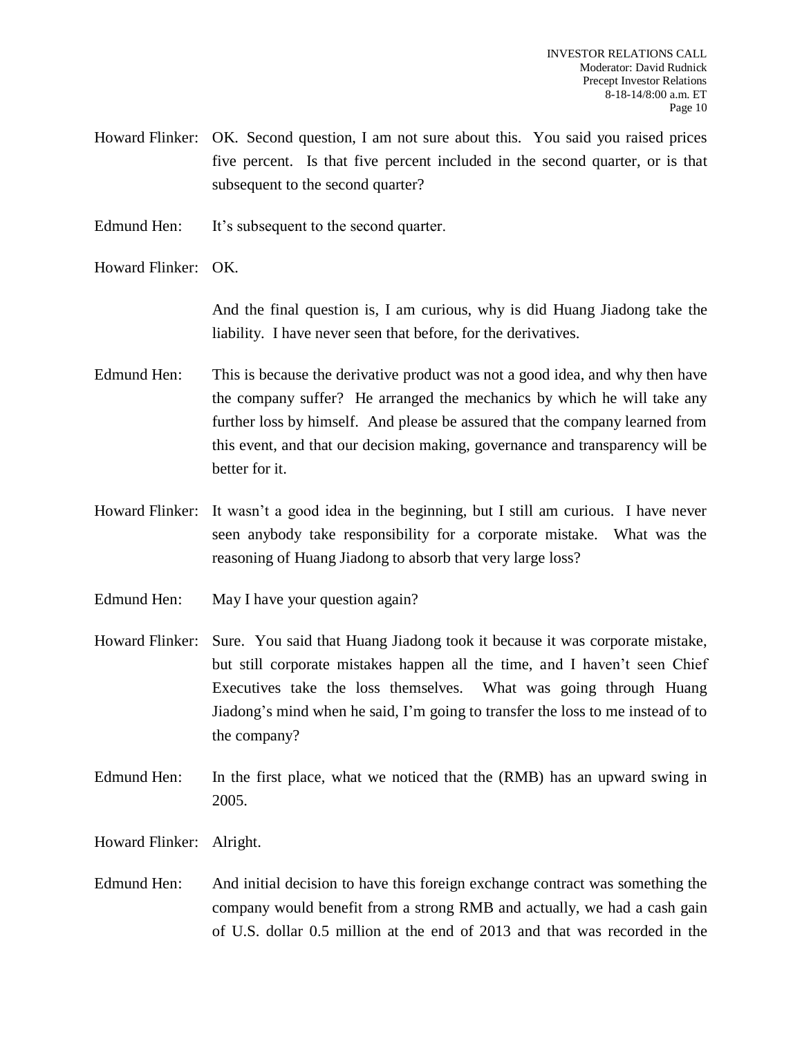Howard Flinker: OK. Second question, I am not sure about this. You said you raised prices five percent. Is that five percent included in the second quarter, or is that subsequent to the second quarter?

Edmund Hen: It's subsequent to the second quarter.

Howard Flinker: OK.

And the final question is, I am curious, why is did Huang Jiadong take the liability. I have never seen that before, for the derivatives.

Edmund Hen: This is because the derivative product was not a good idea, and why then have the company suffer? He arranged the mechanics by which he will take any further loss by himself. And please be assured that the company learned from this event, and that our decision making, governance and transparency will be better for it.

Howard Flinker: It wasn't a good idea in the beginning, but I still am curious. I have never seen anybody take responsibility for a corporate mistake. What was the reasoning of Huang Jiadong to absorb that very large loss?

Edmund Hen: May I have your question again?

Howard Flinker: Sure. You said that Huang Jiadong took it because it was corporate mistake, but still corporate mistakes happen all the time, and I haven't seen Chief Executives take the loss themselves. What was going through Huang Jiadong's mind when he said, I'm going to transfer the loss to me instead of to the company?

Edmund Hen: In the first place, what we noticed that the (RMB) has an upward swing in 2005.

Howard Flinker: Alright.

Edmund Hen: And initial decision to have this foreign exchange contract was something the company would benefit from a strong RMB and actually, we had a cash gain of U.S. dollar 0.5 million at the end of 2013 and that was recorded in the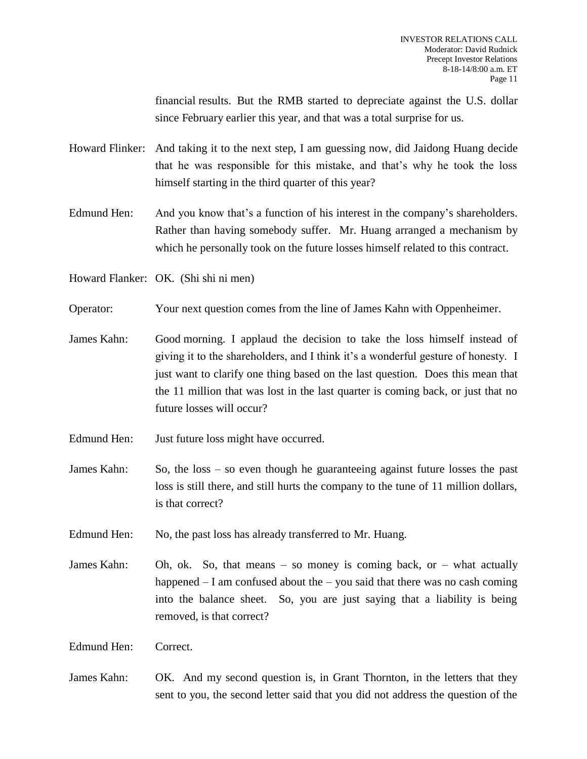financial results. But the RMB started to depreciate against the U.S. dollar since February earlier this year, and that was a total surprise for us.

Howard Flinker: And taking it to the next step, I am guessing now, did Jaidong Huang decide that he was responsible for this mistake, and that's why he took the loss himself starting in the third quarter of this year?

Edmund Hen: And you know that's a function of his interest in the company's shareholders. Rather than having somebody suffer. Mr. Huang arranged a mechanism by which he personally took on the future losses himself related to this contract.

Howard Flanker: OK. (Shi shi ni men)

Operator: Your next question comes from the line of James Kahn with Oppenheimer.

James Kahn: Good morning. I applaud the decision to take the loss himself instead of giving it to the shareholders, and I think it's a wonderful gesture of honesty. I just want to clarify one thing based on the last question. Does this mean that the 11 million that was lost in the last quarter is coming back, or just that no future losses will occur?

Edmund Hen: Just future loss might have occurred.

James Kahn: So, the loss – so even though he guaranteeing against future losses the past loss is still there, and still hurts the company to the tune of 11 million dollars, is that correct?

Edmund Hen: No, the past loss has already transferred to Mr. Huang.

James Kahn: Oh, ok. So, that means – so money is coming back, or – what actually happened – I am confused about the – you said that there was no cash coming into the balance sheet. So, you are just saying that a liability is being removed, is that correct?

Edmund Hen: Correct.

James Kahn: OK. And my second question is, in Grant Thornton, in the letters that they sent to you, the second letter said that you did not address the question of the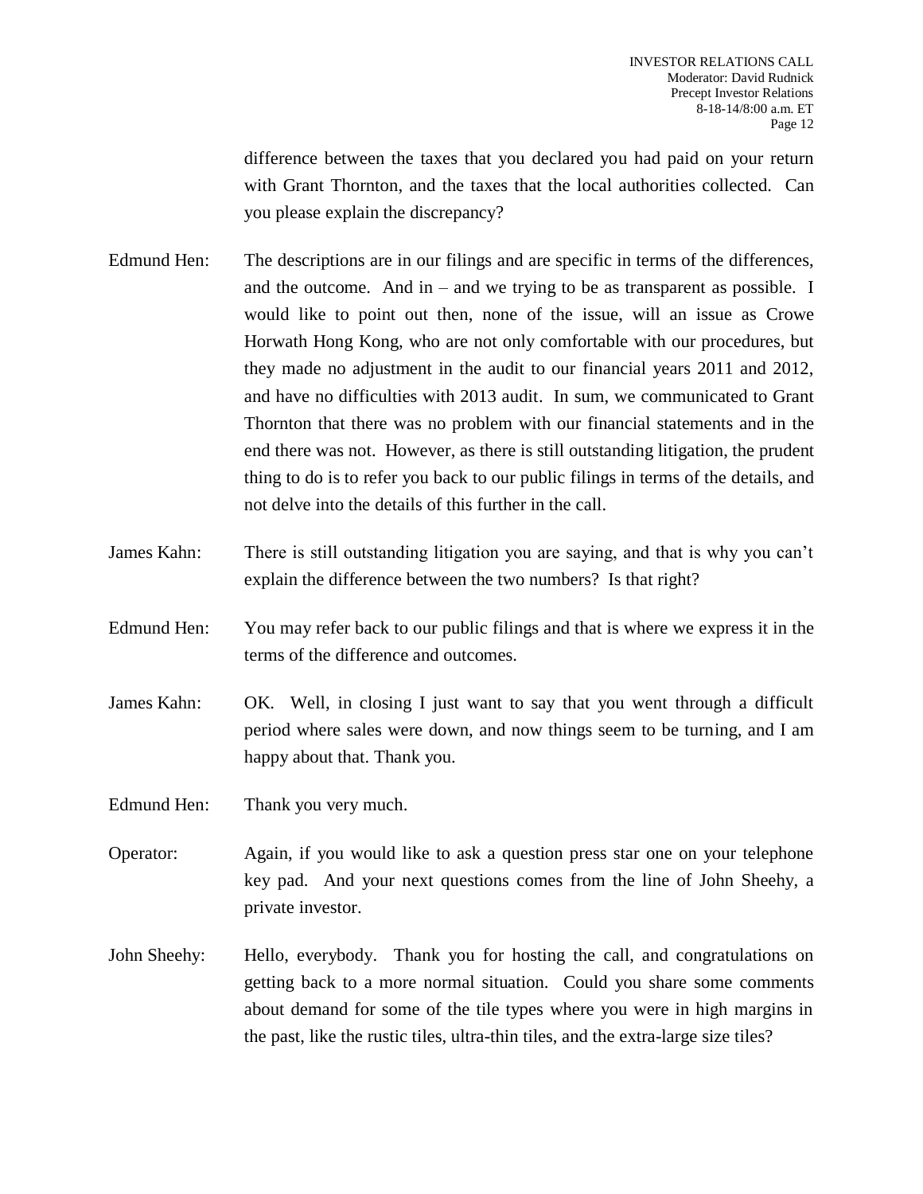difference between the taxes that you declared you had paid on your return with Grant Thornton, and the taxes that the local authorities collected. Can you please explain the discrepancy?

Edmund Hen: The descriptions are in our filings and are specific in terms of the differences, and the outcome. And in – and we trying to be as transparent as possible. I would like to point out then, none of the issue, will an issue as Crowe Horwath Hong Kong, who are not only comfortable with our procedures, but they made no adjustment in the audit to our financial years 2011 and 2012, and have no difficulties with 2013 audit. In sum, we communicated to Grant Thornton that there was no problem with our financial statements and in the end there was not. However, as there is still outstanding litigation, the prudent thing to do is to refer you back to our public filings in terms of the details, and not delve into the details of this further in the call.

James Kahn: There is still outstanding litigation you are saying, and that is why you can't explain the difference between the two numbers? Is that right?

Edmund Hen: You may refer back to our public filings and that is where we express it in the terms of the difference and outcomes.

James Kahn: OK. Well, in closing I just want to say that you went through a difficult period where sales were down, and now things seem to be turning, and I am happy about that. Thank you.

Edmund Hen: Thank you very much.

Operator: Again, if you would like to ask a question press star one on your telephone key pad. And your next questions comes from the line of John Sheehy, a private investor.

John Sheehy: Hello, everybody. Thank you for hosting the call, and congratulations on getting back to a more normal situation. Could you share some comments about demand for some of the tile types where you were in high margins in the past, like the rustic tiles, ultra-thin tiles, and the extra-large size tiles?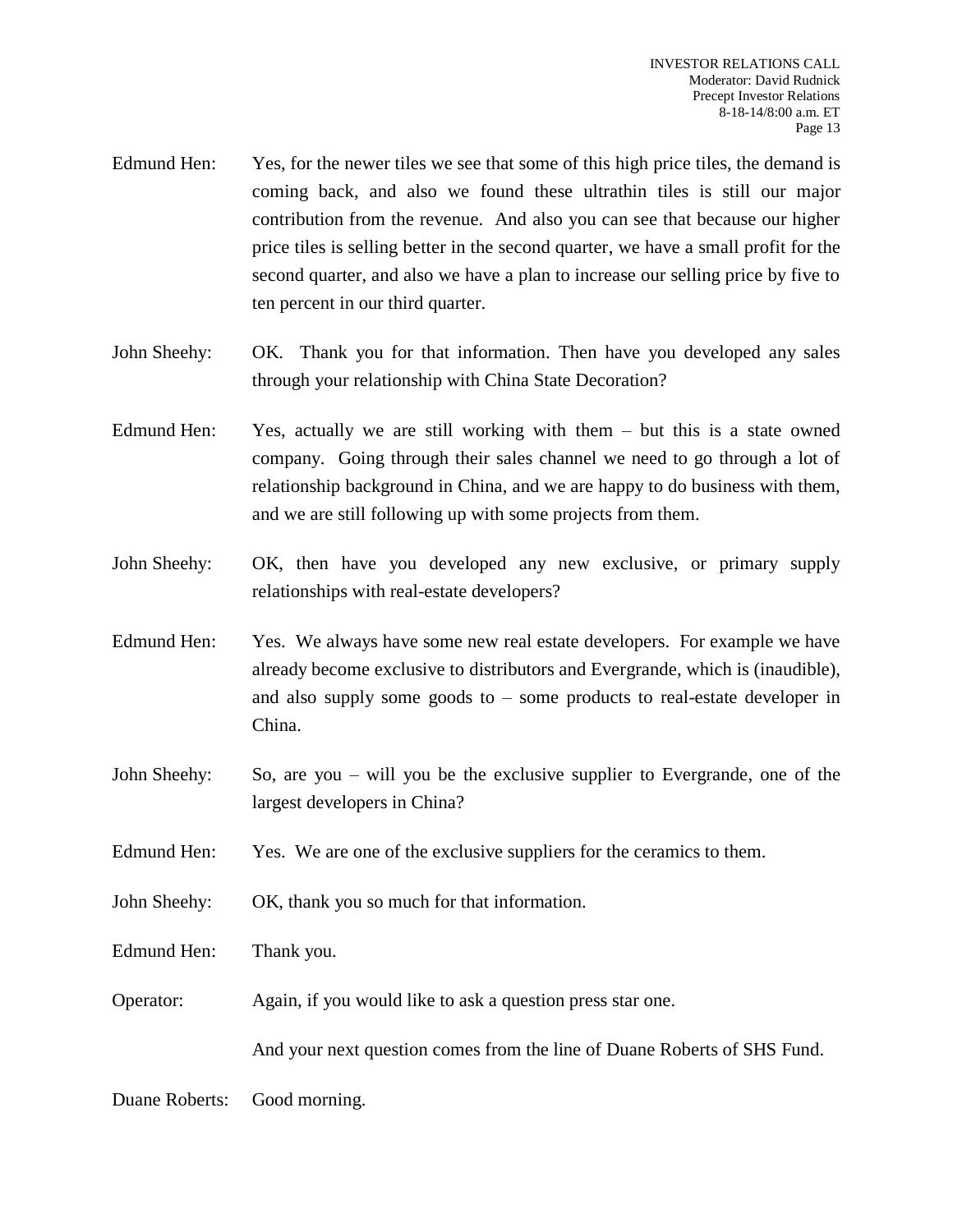Edmund Hen: Yes, for the newer tiles we see that some of this high price tiles, the demand is coming back, and also we found these ultrathin tiles is still our major contribution from the revenue. And also you can see that because our higher price tiles is selling better in the second quarter, we have a small profit for the second quarter, and also we have a plan to increase our selling price by five to ten percent in our third quarter.

John Sheehy: OK. Thank you for that information. Then have you developed any sales through your relationship with China State Decoration?

Edmund Hen: Yes, actually we are still working with them – but this is a state owned company. Going through their sales channel we need to go through a lot of relationship background in China, and we are happy to do business with them, and we are still following up with some projects from them.

John Sheehy: OK, then have you developed any new exclusive, or primary supply relationships with real-estate developers?

Edmund Hen: Yes. We always have some new real estate developers. For example we have already become exclusive to distributors and Evergrande, which is (inaudible), and also supply some goods to – some products to real-estate developer in China.

John Sheehy: So, are you – will you be the exclusive supplier to Evergrande, one of the largest developers in China?

Edmund Hen: Yes. We are one of the exclusive suppliers for the ceramics to them.

John Sheehy: OK, thank you so much for that information.

Edmund Hen: Thank you.

Operator: Again, if you would like to ask a question press star one.

And your next question comes from the line of Duane Roberts of SHS Fund.

Duane Roberts: Good morning.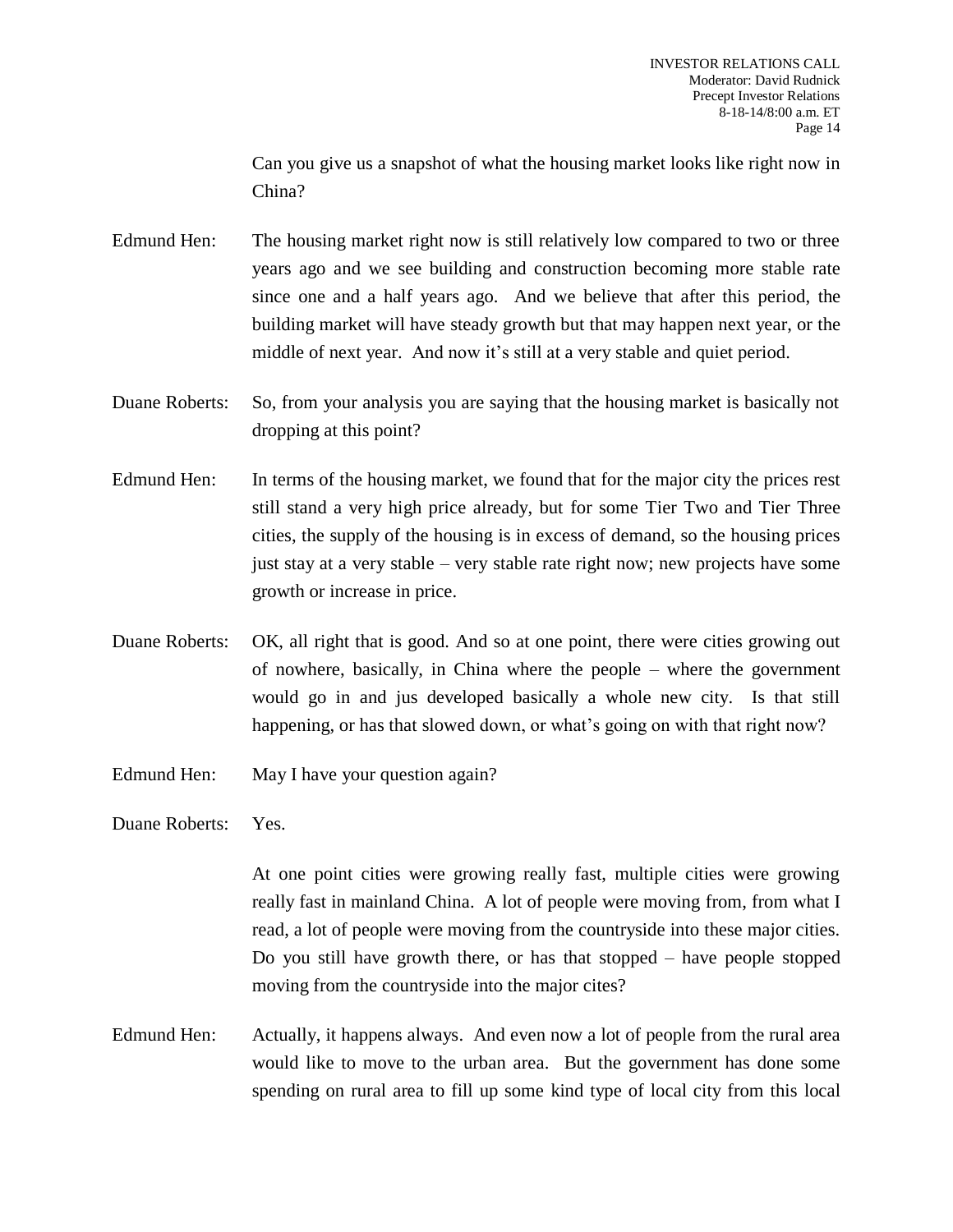Can you give us a snapshot of what the housing market looks like right now in China?

Edmund Hen: The housing market right now is still relatively low compared to two or three years ago and we see building and construction becoming more stable rate since one and a half years ago. And we believe that after this period, the building market will have steady growth but that may happen next year, or the middle of next year. And now it's still at a very stable and quiet period.

Duane Roberts: So, from your analysis you are saying that the housing market is basically not dropping at this point?

Edmund Hen: In terms of the housing market, we found that for the major city the prices rest still stand a very high price already, but for some Tier Two and Tier Three cities, the supply of the housing is in excess of demand, so the housing prices just stay at a very stable – very stable rate right now; new projects have some growth or increase in price.

Duane Roberts: OK, all right that is good. And so at one point, there were cities growing out of nowhere, basically, in China where the people – where the government would go in and jus developed basically a whole new city. Is that still happening, or has that slowed down, or what's going on with that right now?

Edmund Hen: May I have your question again?

Duane Roberts: Yes.

At one point cities were growing really fast, multiple cities were growing really fast in mainland China. A lot of people were moving from, from what I read, a lot of people were moving from the countryside into these major cities. Do you still have growth there, or has that stopped – have people stopped moving from the countryside into the major cites?

Edmund Hen: Actually, it happens always. And even now a lot of people from the rural area would like to move to the urban area. But the government has done some spending on rural area to fill up some kind type of local city from this local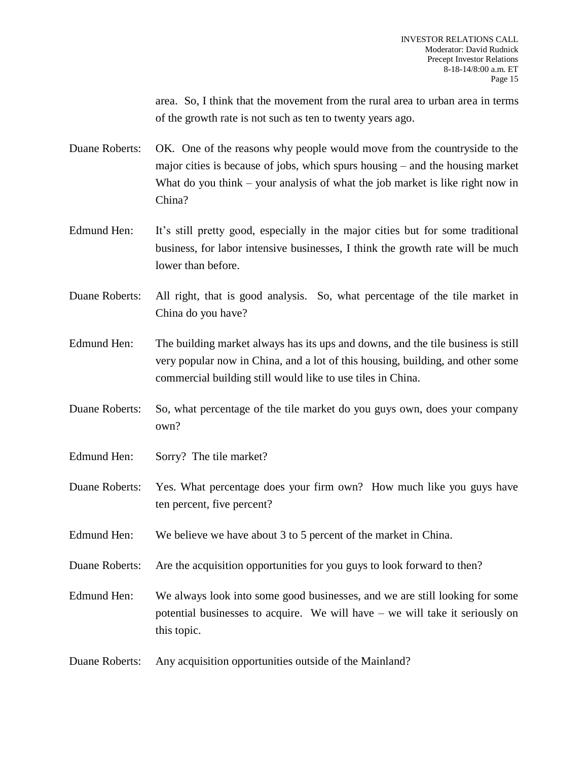area. So, I think that the movement from the rural area to urban area in terms of the growth rate is not such as ten to twenty years ago.

Duane Roberts: OK. One of the reasons why people would move from the countryside to the major cities is because of jobs, which spurs housing – and the housing market What do you think – your analysis of what the job market is like right now in China?

Edmund Hen: It's still pretty good, especially in the major cities but for some traditional business, for labor intensive businesses, I think the growth rate will be much lower than before.

Duane Roberts: All right, that is good analysis. So, what percentage of the tile market in China do you have?

Edmund Hen: The building market always has its ups and downs, and the tile business is still very popular now in China, and a lot of this housing, building, and other some commercial building still would like to use tiles in China.

Duane Roberts: So, what percentage of the tile market do you guys own, does your company own?

Edmund Hen: Sorry? The tile market?

Duane Roberts: Yes. What percentage does your firm own? How much like you guys have ten percent, five percent?

Edmund Hen: We believe we have about 3 to 5 percent of the market in China.

Duane Roberts: Are the acquisition opportunities for you guys to look forward to then?

Edmund Hen: We always look into some good businesses, and we are still looking for some potential businesses to acquire. We will have – we will take it seriously on this topic.

Duane Roberts: Any acquisition opportunities outside of the Mainland?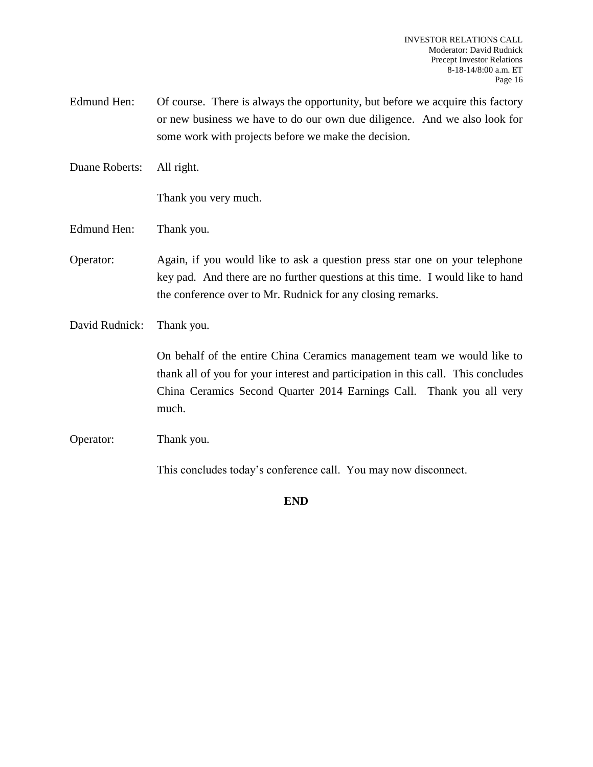Edmund Hen: Of course. There is always the opportunity, but before we acquire this factory or new business we have to do our own due diligence. And we also look for some work with projects before we make the decision.

Duane Roberts: All right.

Thank you very much.

Edmund Hen: Thank you.

Operator: Again, if you would like to ask a question press star one on your telephone key pad. And there are no further questions at this time. I would like to hand the conference over to Mr. Rudnick for any closing remarks.

David Rudnick: Thank you.

On behalf of the entire China Ceramics management team we would like to thank all of you for your interest and participation in this call. This concludes China Ceramics Second Quarter 2014 Earnings Call. Thank you all very much.

Operator: Thank you.

This concludes today's conference call. You may now disconnect.

**END**